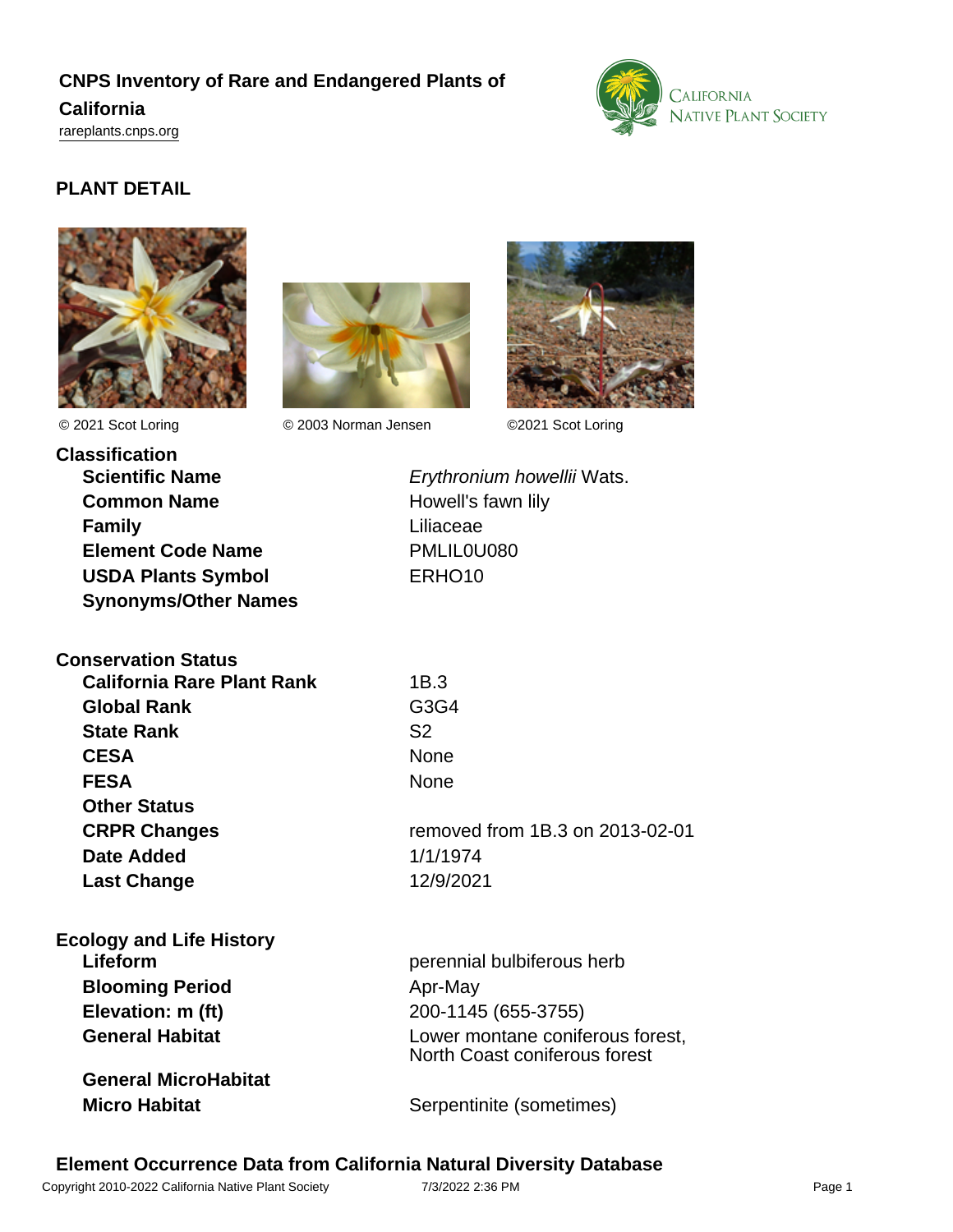# CNPS Inventory of Rare and Endangered Plants of California

rareplants.cnps.org

## PLANT DETAIL

© 2021 Scot Loring © 2003 Norman Jensen ©2021 Scot Loring

### Classification

| | |
|---|---|
| **Scientific Name** | *Erythronium howellii* Wats. |
| **Common Name** | Howell's fawn lily |
| **Family** | Liliaceae |
| **Element Code Name** | PMLIL0U080 |
| **USDA Plants Symbol** | ERHO10 |
| **Synonyms/Other Names** | |

### Conservation Status

| | |
|---|---|
| **California Rare Plant Rank** | 1B.3 |
| **Global Rank** | G3G4 |
| **State Rank** | S2 |
| **CESA** | None |
| **FESA** | None |
| **Other Status** | |
| **CRPR Changes** | removed from 1B.3 on 2013-02-01 |
| **Date Added** | 1/1/1974 |
| **Last Change** | 12/9/2021 |

### Ecology and Life History

| | |
|---|---|
| **Lifeform** | perennial bulbiferous herb |
| **Blooming Period** | Apr-May |
| **Elevation: m (ft)** | 200-1145 (655-3755) |
| **General Habitat** | Lower montane coniferous forest, North Coast coniferous forest |
| **General MicroHabitat** | |
| **Micro Habitat** | Serpentinite (sometimes) |

### Element Occurrence Data from California Natural Diversity Database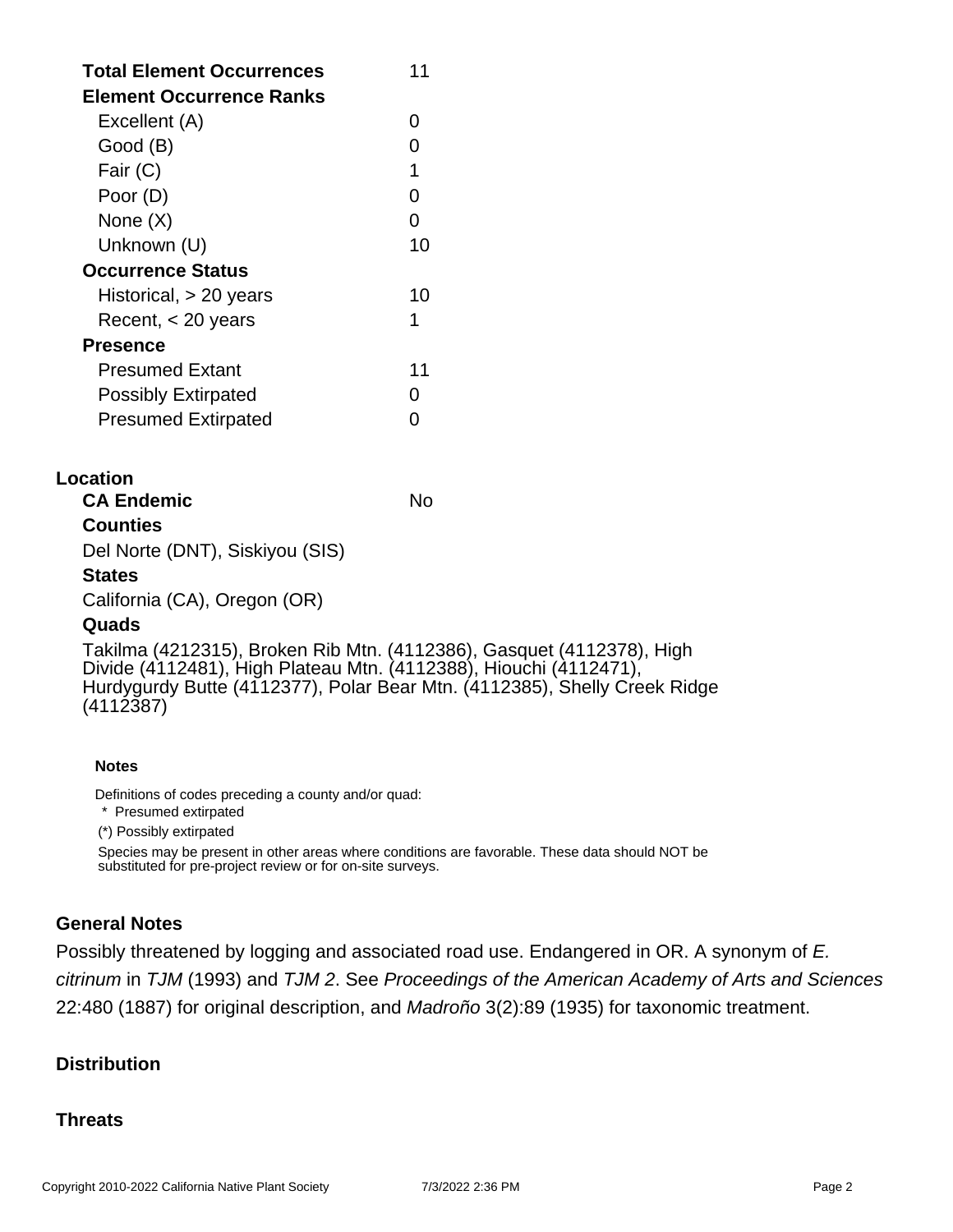| | |
|---|---|
| **Total Element Occurrences** | 11 |
| **Element Occurrence Ranks** | |
| Excellent (A) | 0 |
| Good (B) | 0 |
| Fair (C) | 1 |
| Poor (D) | 0 |
| None (X) | 0 |
| Unknown (U) | 10 |
| **Occurrence Status** | |
| Historical, > 20 years | 10 |
| Recent, < 20 years | 1 |
| **Presence** | |
| Presumed Extant | 11 |
| Possibly Extirpated | 0 |
| Presumed Extirpated | 0 |

## Location

**CA Endemic** No

**Counties**

Del Norte (DNT), Siskiyou (SIS)

**States**

California (CA), Oregon (OR)

**Quads**

Takilma (4212315), Broken Rib Mtn. (4112386), Gasquet (4112378), High Divide (4112481), High Plateau Mtn. (4112388), Hiouchi (4112471), Hurdygurdy Butte (4112377), Polar Bear Mtn. (4112385), Shelly Creek Ridge (4112387)

**Notes**

Definitions of codes preceding a county and/or quad:

\* Presumed extirpated

(*) Possibly extirpated

Species may be present in other areas where conditions are favorable. These data should NOT be substituted for pre-project review or for on-site surveys.

## General Notes

Possibly threatened by logging and associated road use. Endangered in OR. A synonym of *E. citrinum* in *TJM* (1993) and *TJM 2*. See *Proceedings of the American Academy of Arts and Sciences* 22:480 (1887) for original description, and *Madroño* 3(2):89 (1935) for taxonomic treatment.

## Distribution

## Threats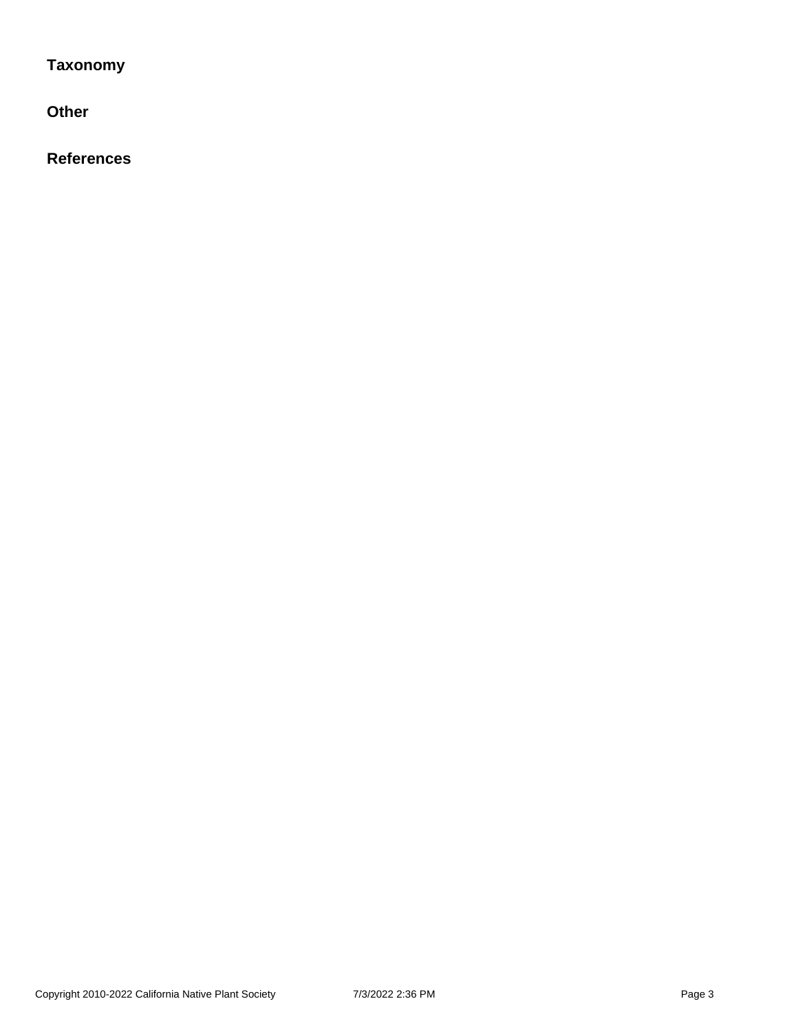## Taxonomy

## Other

## References